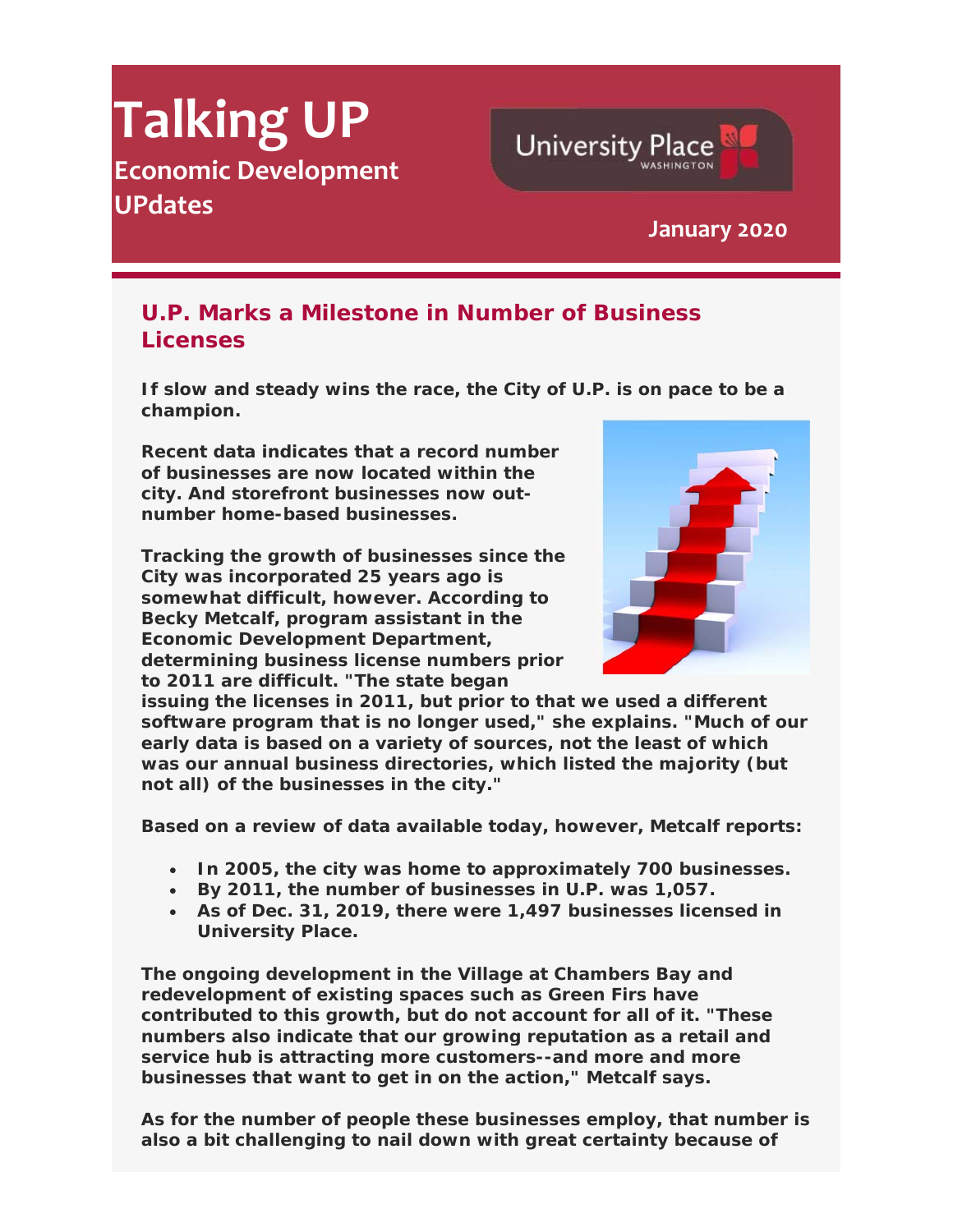# Talking UP

## Economic Development UPdates

University Place WASHINGTON

**January 2020**

## U.P. Marks a Milestone in Number of Business Licenses

**If slow and steady wins the race, the City of U.P. is on pace to be a champion.**

**Recent data indicates that a record number of businesses are now located within the city. And storefront businesses now out-number home-based businesses.**

**Tracking the growth of businesses since the City was incorporated 25 years ago is somewhat difficult, however. According to Becky Metcalf, program assistant in the Economic Development Department, determining business license numbers prior to 2011 are difficult. "The state began issuing the licenses in 2011, but prior to that we used a different software program that is no longer used," she explains. "Much of our early data is based on a variety of sources, not the least of which was our annual business directories, which listed the majority (but not all) of the businesses in the city."**

**Based on a review of data available today, however, Metcalf reports:**

- **In 2005, the city was home to approximately 700 businesses.**
- **By 2011, the number of businesses in U.P. was 1,057.**
- **As of Dec. 31, 2019, there were 1,497 businesses licensed in University Place.**

**The ongoing development in the Village at Chambers Bay and redevelopment of existing spaces such as Green Firs have contributed to this growth, but do not account for all of it. "These numbers also indicate that our growing reputation as a retail and service hub is attracting more customers--and more and more businesses that want to get in on the action," Metcalf says.**

**As for the number of people these businesses employ, that number is also a bit challenging to nail down with great certainty because of**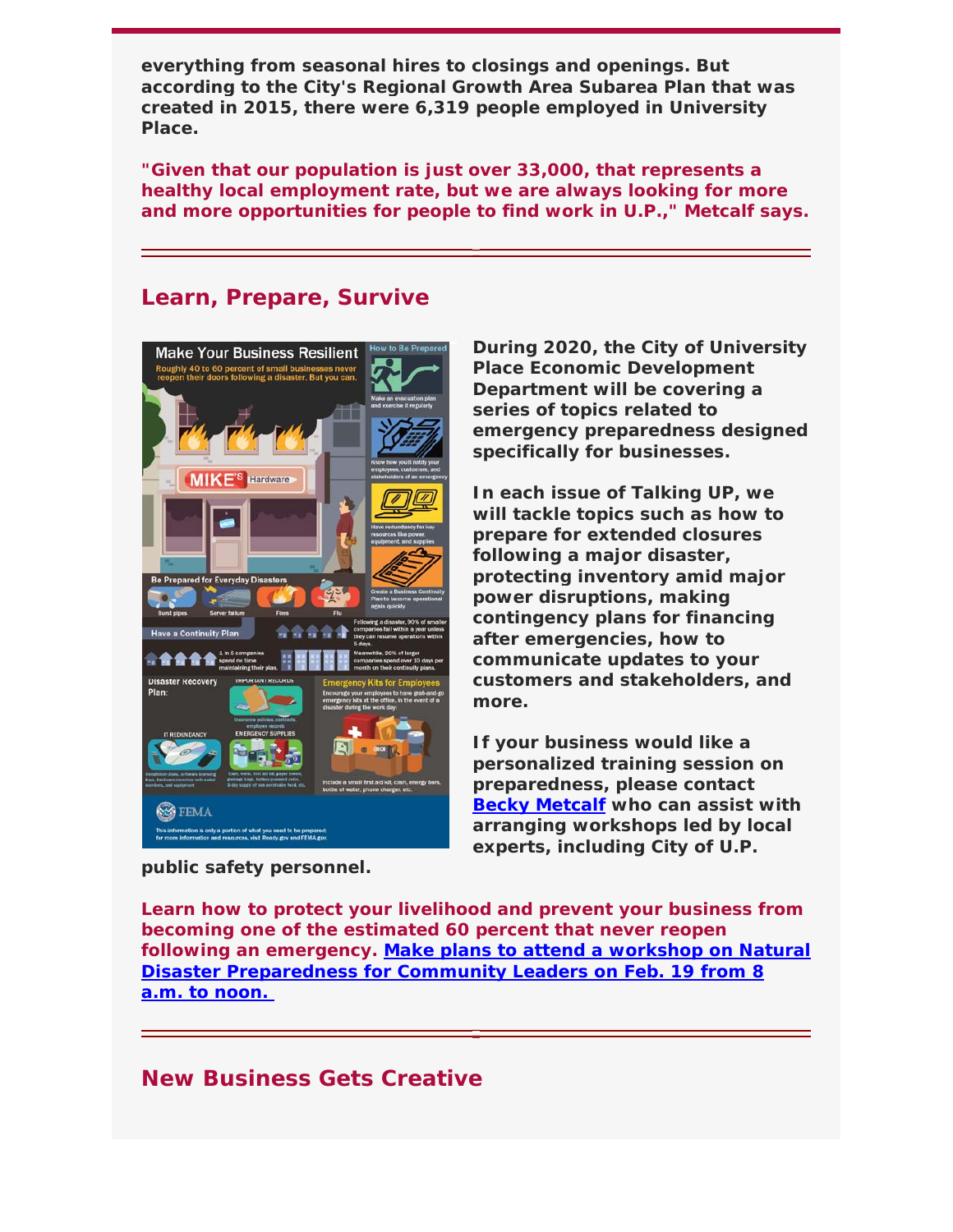**everything from seasonal hires to closings and openings. But according to the City's Regional Growth Area Subarea Plan that was created in 2015, there were 6,319 people employed in University Place.**

**"Given that our population is just over 33,000, that represents a healthy local employment rate, but we are always looking for more and more opportunities for people to find work in U.P.," Metcalf says.**

---

## Learn, Prepare, Survive

**During 2020, the City of University Place Economic Development Department will be covering a series of topics related to emergency preparedness designed specifically for businesses.**

**In each issue of Talking UP, we will tackle topics such as how to prepare for extended closures following a major disaster, protecting inventory amid major power disruptions, making contingency plans for financing after emergencies, how to communicate updates to your customers and stakeholders, and more.**

**If your business would like a personalized training session on preparedness, please contact [Becky Metcalf]() who can assist with arranging workshops led by local experts, including City of U.P. public safety personnel.**

**Learn how to protect your livelihood and prevent your business from becoming one of the estimated 60 percent that never reopen following an emergency. [Make plans to attend a workshop on Natural Disaster Preparedness for Community Leaders on Feb. 19 from 8 a.m. to noon.]()**

---

## New Business Gets Creative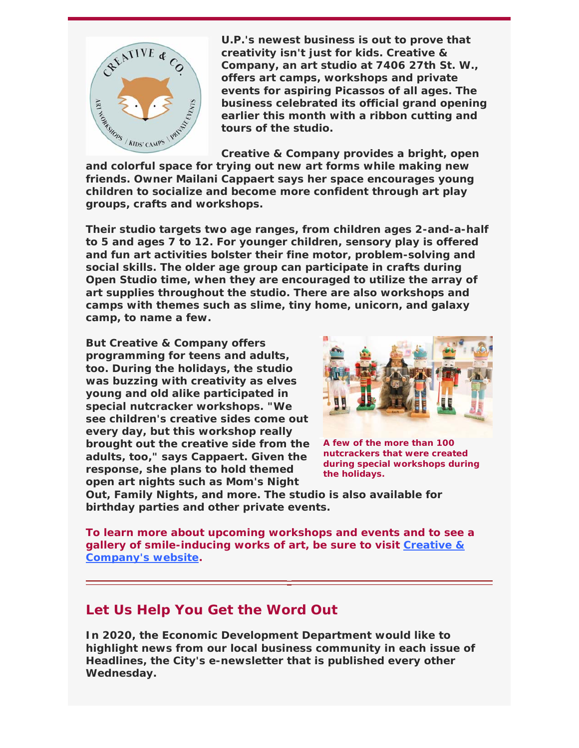**U.P.'s newest business is out to prove that creativity isn't just for kids. Creative & Company, an art studio at 7406 27th St. W., offers art camps, workshops and private events for aspiring Picassos of all ages. The business celebrated its official grand opening earlier this month with a ribbon cutting and tours of the studio.**

**Creative & Company provides a bright, open and colorful space for trying out new art forms while making new friends. Owner Mailani Cappaert says her space encourages young children to socialize and become more confident through art play groups, crafts and workshops.**

**Their studio targets two age ranges, from children ages 2-and-a-half to 5 and ages 7 to 12. For younger children, sensory play is offered and fun art activities bolster their fine motor, problem-solving and social skills. The older age group can participate in crafts during Open Studio time, when they are encouraged to utilize the array of art supplies throughout the studio. There are also workshops and camps with themes such as slime, tiny home, unicorn, and galaxy camp, to name a few.**

**But Creative & Company offers programming for teens and adults, too. During the holidays, the studio was buzzing with creativity as elves young and old alike participated in special nutcracker workshops. "We see children's creative sides come out every day, but this workshop really brought out the creative side from the adults, too," says Cappaert. Given the response, she plans to hold themed open art nights such as Mom's Night Out, Family Nights, and more. The studio is also available for birthday parties and other private events.**

**A few of the more than 100 nutcrackers that were created during special workshops during the holidays.**

**To learn more about upcoming workshops and events and to see a gallery of smile-inducing works of art, be sure to visit [Creative & Company's website](#).**

---

## Let Us Help You Get the Word Out

**In 2020, the Economic Development Department would like to highlight news from our local business community in each issue of Headlines, the City's e-newsletter that is published every other Wednesday.**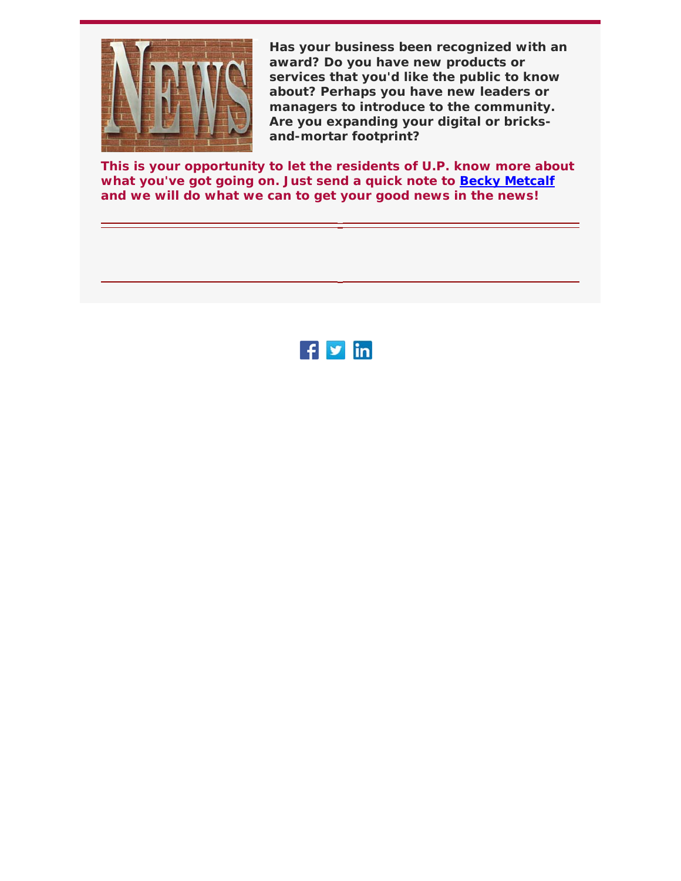**Has your business been recognized with an award? Do you have new products or services that you'd like the public to know about? Perhaps you have new leaders or managers to introduce to the community. Are you expanding your digital or bricks-and-mortar footprint?**

**This is your opportunity to let the residents of U.P. know more about what you've got going on. Just send a quick note to Becky Metcalf and we will do what we can to get your good news in the news!**